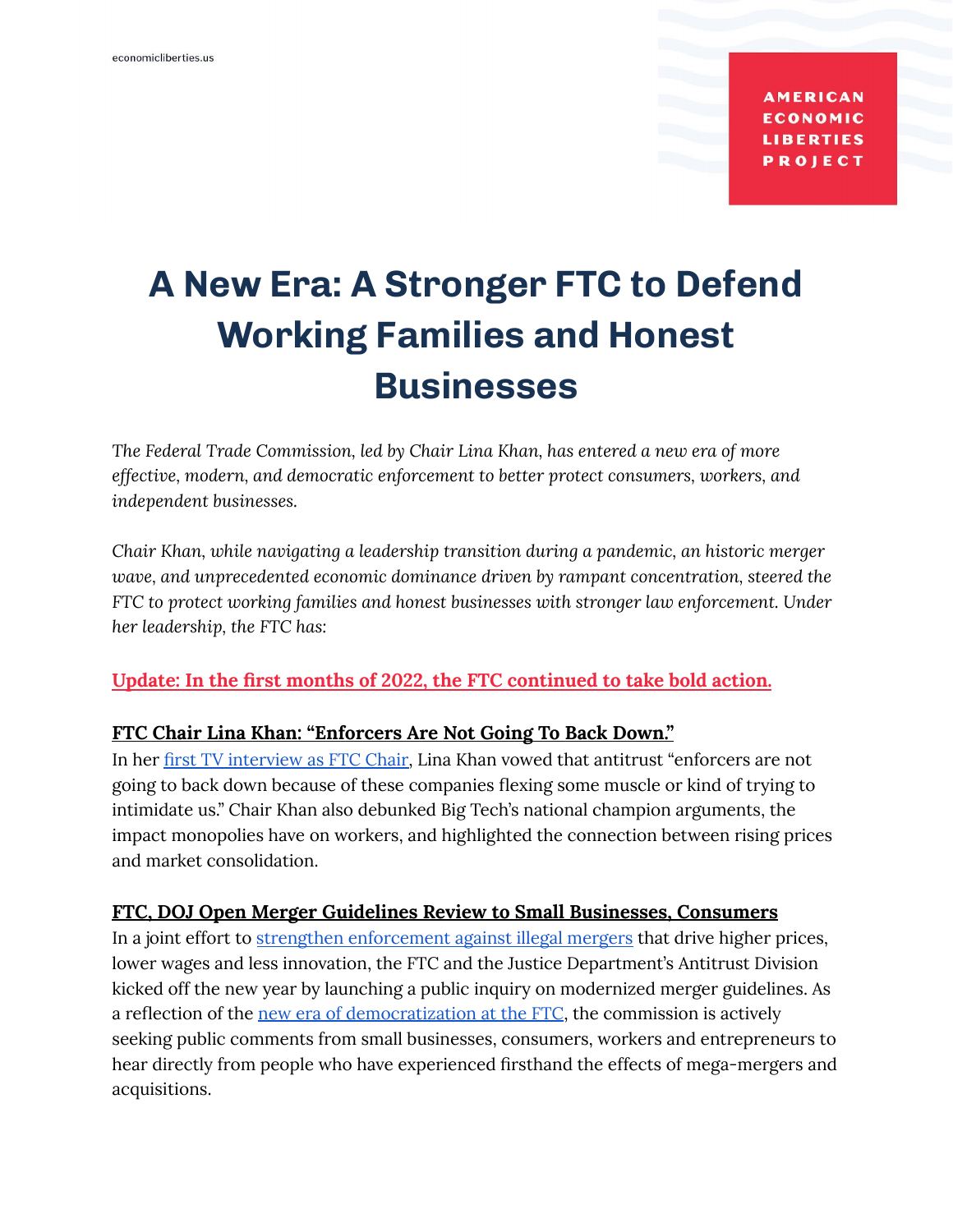economicliberties.us

AMERICAN ECONOMIC LIBERTIES PROJECT

# A New Era: A Stronger FTC to Defend Working Families and Honest Businesses

*The Federal Trade Commission, led by Chair Lina Khan, has entered a new era of more effective, modern, and democratic enforcement to better protect consumers, workers, and independent businesses.*

*Chair Khan, while navigating a leadership transition during a pandemic, an historic merger wave, and unprecedented economic dominance driven by rampant concentration, steered the FTC to protect working families and honest businesses with stronger law enforcement. Under her leadership, the FTC has:*

**Update: In the first months of 2022, the FTC continued to take bold action.**

**FTC Chair Lina Khan: "Enforcers Are Not Going To Back Down."**

In her first TV interview as FTC Chair, Lina Khan vowed that antitrust "enforcers are not going to back down because of these companies flexing some muscle or kind of trying to intimidate us." Chair Khan also debunked Big Tech's national champion arguments, the impact monopolies have on workers, and highlighted the connection between rising prices and market consolidation.

**FTC, DOJ Open Merger Guidelines Review to Small Businesses, Consumers**

In a joint effort to strengthen enforcement against illegal mergers that drive higher prices, lower wages and less innovation, the FTC and the Justice Department's Antitrust Division kicked off the new year by launching a public inquiry on modernized merger guidelines. As a reflection of the new era of democratization at the FTC, the commission is actively seeking public comments from small businesses, consumers, workers and entrepreneurs to hear directly from people who have experienced firsthand the effects of mega-mergers and acquisitions.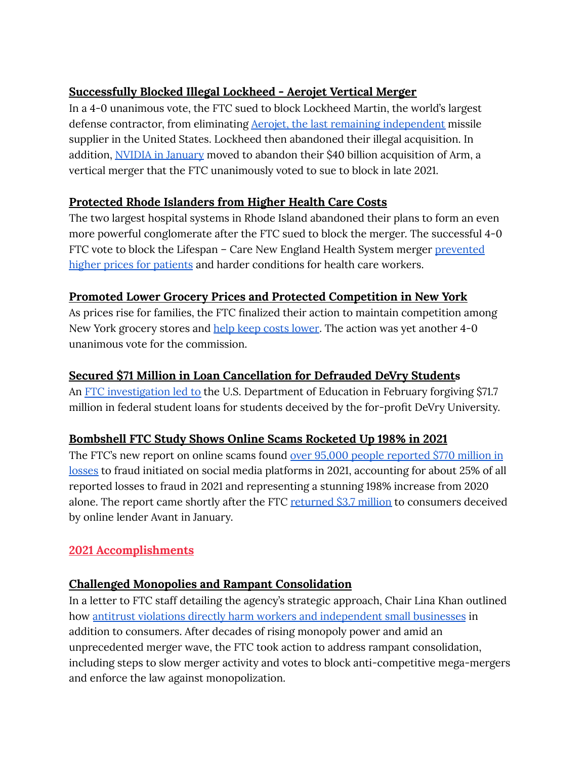### Successfully Blocked Illegal Lockheed - Aerojet Vertical Merger

In a 4-0 unanimous vote, the FTC sued to block Lockheed Martin, the world's largest defense contractor, from eliminating Aerojet, the last remaining independent missile supplier in the United States. Lockheed then abandoned their illegal acquisition. In addition, NVIDIA in January moved to abandon their $40 billion acquisition of Arm, a vertical merger that the FTC unanimously voted to sue to block in late 2021.

### Protected Rhode Islanders from Higher Health Care Costs

The two largest hospital systems in Rhode Island abandoned their plans to form an even more powerful conglomerate after the FTC sued to block the merger. The successful 4-0 FTC vote to block the Lifespan – Care New England Health System merger prevented higher prices for patients and harder conditions for health care workers.

### Promoted Lower Grocery Prices and Protected Competition in New York

As prices rise for families, the FTC finalized their action to maintain competition among New York grocery stores and help keep costs lower. The action was yet another 4-0 unanimous vote for the commission.

### Secured $71 Million in Loan Cancellation for Defrauded DeVry Students

An FTC investigation led to the U.S. Department of Education in February forgiving $71.7 million in federal student loans for students deceived by the for-profit DeVry University.

### Bombshell FTC Study Shows Online Scams Rocketed Up 198% in 2021

The FTC's new report on online scams found over 95,000 people reported $770 million in losses to fraud initiated on social media platforms in 2021, accounting for about 25% of all reported losses to fraud in 2021 and representing a stunning 198% increase from 2020 alone. The report came shortly after the FTC returned $3.7 million to consumers deceived by online lender Avant in January.

## 2021 Accomplishments

### Challenged Monopolies and Rampant Consolidation

In a letter to FTC staff detailing the agency's strategic approach, Chair Lina Khan outlined how antitrust violations directly harm workers and independent small businesses in addition to consumers. After decades of rising monopoly power and amid an unprecedented merger wave, the FTC took action to address rampant consolidation, including steps to slow merger activity and votes to block anti-competitive mega-mergers and enforce the law against monopolization.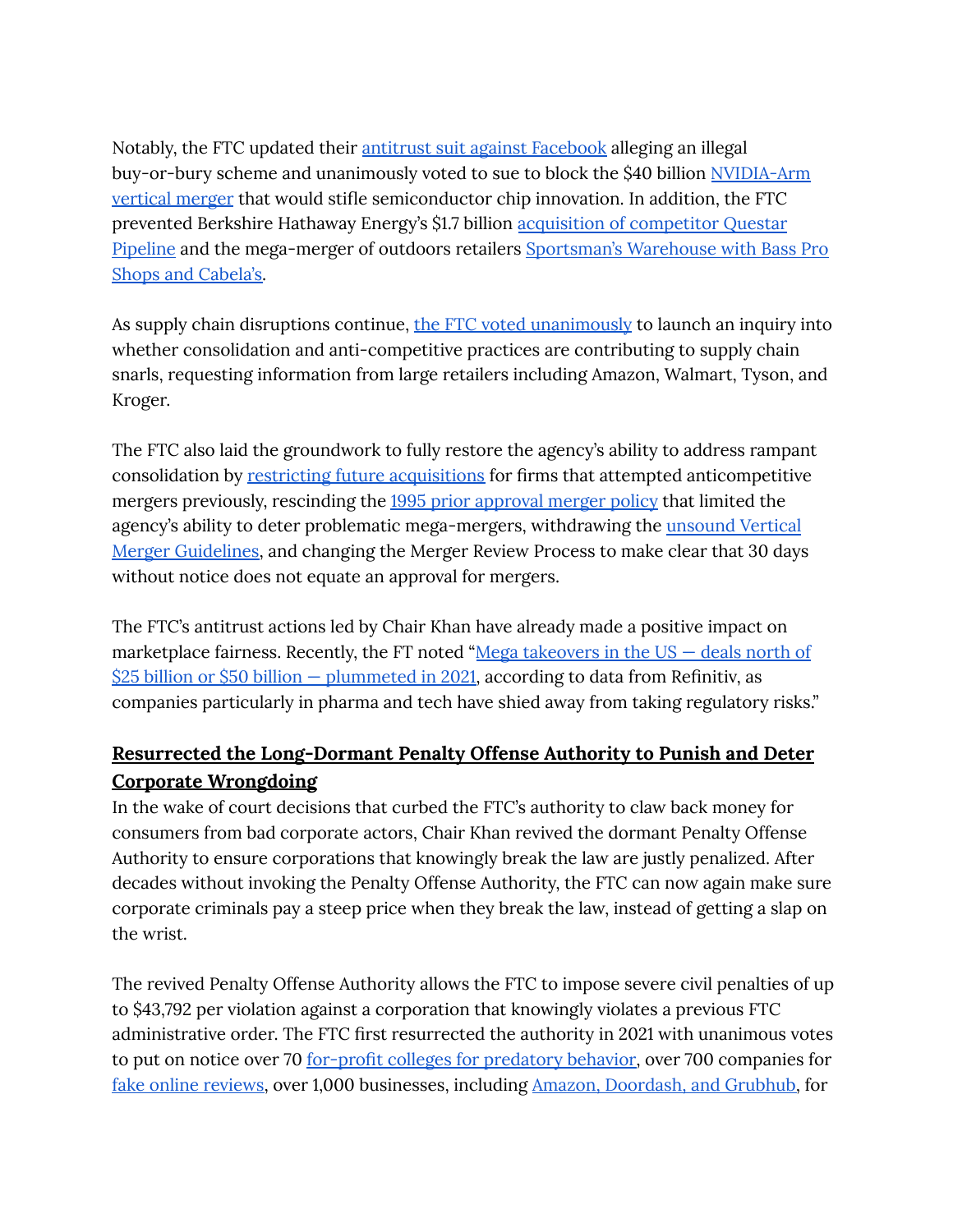Notably, the FTC updated their antitrust suit against Facebook alleging an illegal buy-or-bury scheme and unanimously voted to sue to block the $40 billion NVIDIA-Arm vertical merger that would stifle semiconductor chip innovation. In addition, the FTC prevented Berkshire Hathaway Energy's $1.7 billion acquisition of competitor Questar Pipeline and the mega-merger of outdoors retailers Sportsman's Warehouse with Bass Pro Shops and Cabela's.

As supply chain disruptions continue, the FTC voted unanimously to launch an inquiry into whether consolidation and anti-competitive practices are contributing to supply chain snarls, requesting information from large retailers including Amazon, Walmart, Tyson, and Kroger.

The FTC also laid the groundwork to fully restore the agency's ability to address rampant consolidation by restricting future acquisitions for firms that attempted anticompetitive mergers previously, rescinding the 1995 prior approval merger policy that limited the agency's ability to deter problematic mega-mergers, withdrawing the unsound Vertical Merger Guidelines, and changing the Merger Review Process to make clear that 30 days without notice does not equate an approval for mergers.

The FTC's antitrust actions led by Chair Khan have already made a positive impact on marketplace fairness. Recently, the FT noted "Mega takeovers in the US — deals north of $25 billion or $50 billion — plummeted in 2021, according to data from Refinitiv, as companies particularly in pharma and tech have shied away from taking regulatory risks."

## Resurrected the Long-Dormant Penalty Offense Authority to Punish and Deter Corporate Wrongdoing

In the wake of court decisions that curbed the FTC's authority to claw back money for consumers from bad corporate actors, Chair Khan revived the dormant Penalty Offense Authority to ensure corporations that knowingly break the law are justly penalized. After decades without invoking the Penalty Offense Authority, the FTC can now again make sure corporate criminals pay a steep price when they break the law, instead of getting a slap on the wrist.

The revived Penalty Offense Authority allows the FTC to impose severe civil penalties of up to $43,792 per violation against a corporation that knowingly violates a previous FTC administrative order. The FTC first resurrected the authority in 2021 with unanimous votes to put on notice over 70 for-profit colleges for predatory behavior, over 700 companies for fake online reviews, over 1,000 businesses, including Amazon, Doordash, and Grubhub, for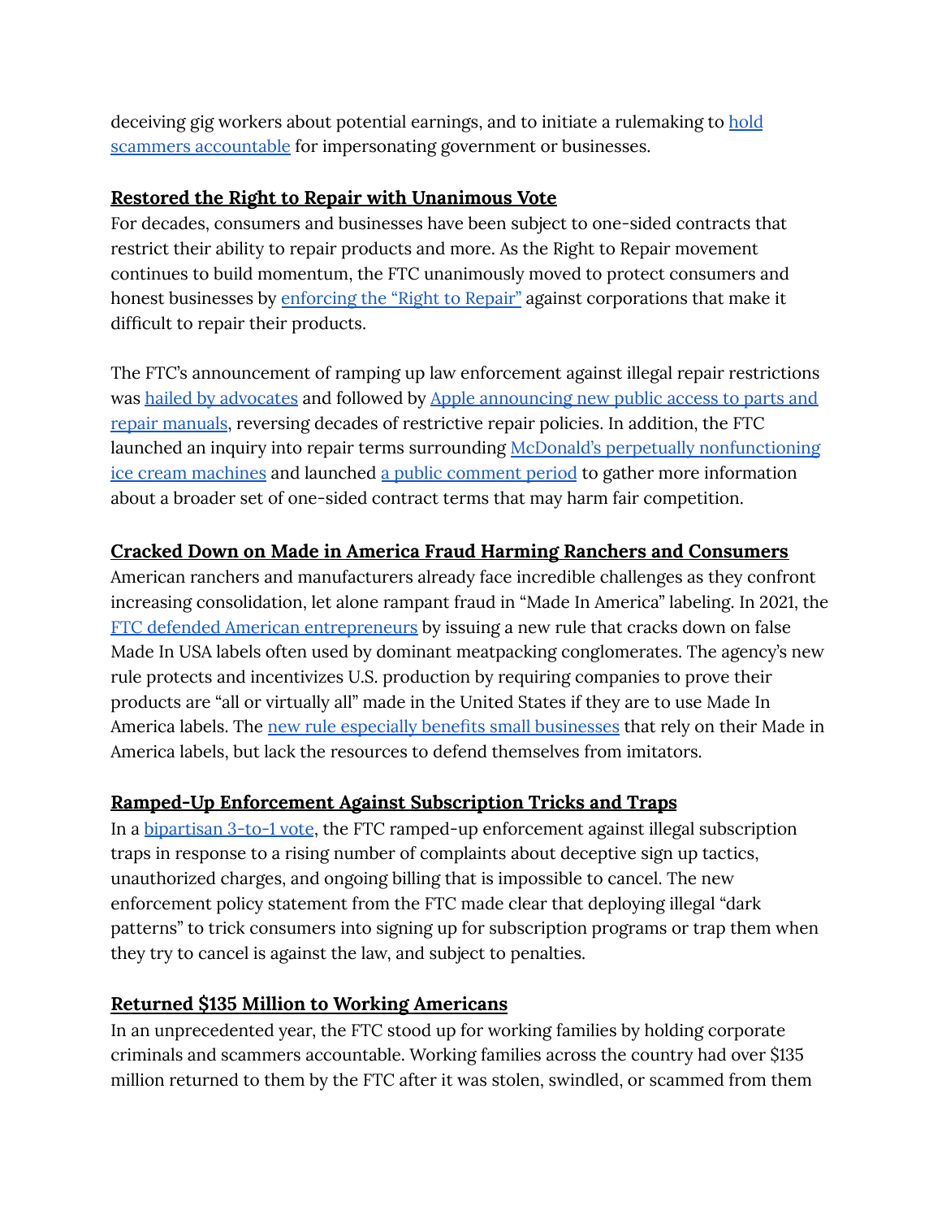deceiving gig workers about potential earnings, and to initiate a rulemaking to hold scammers accountable for impersonating government or businesses.

## Restored the Right to Repair with Unanimous Vote

For decades, consumers and businesses have been subject to one-sided contracts that restrict their ability to repair products and more. As the Right to Repair movement continues to build momentum, the FTC unanimously moved to protect consumers and honest businesses by enforcing the "Right to Repair" against corporations that make it difficult to repair their products.

The FTC's announcement of ramping up law enforcement against illegal repair restrictions was hailed by advocates and followed by Apple announcing new public access to parts and repair manuals, reversing decades of restrictive repair policies. In addition, the FTC launched an inquiry into repair terms surrounding McDonald's perpetually nonfunctioning ice cream machines and launched a public comment period to gather more information about a broader set of one-sided contract terms that may harm fair competition.

## Cracked Down on Made in America Fraud Harming Ranchers and Consumers

American ranchers and manufacturers already face incredible challenges as they confront increasing consolidation, let alone rampant fraud in "Made In America" labeling. In 2021, the FTC defended American entrepreneurs by issuing a new rule that cracks down on false Made In USA labels often used by dominant meatpacking conglomerates. The agency's new rule protects and incentivizes U.S. production by requiring companies to prove their products are "all or virtually all" made in the United States if they are to use Made In America labels. The new rule especially benefits small businesses that rely on their Made in America labels, but lack the resources to defend themselves from imitators.

## Ramped-Up Enforcement Against Subscription Tricks and Traps

In a bipartisan 3-to-1 vote, the FTC ramped-up enforcement against illegal subscription traps in response to a rising number of complaints about deceptive sign up tactics, unauthorized charges, and ongoing billing that is impossible to cancel. The new enforcement policy statement from the FTC made clear that deploying illegal "dark patterns" to trick consumers into signing up for subscription programs or trap them when they try to cancel is against the law, and subject to penalties.

## Returned $135 Million to Working Americans

In an unprecedented year, the FTC stood up for working families by holding corporate criminals and scammers accountable. Working families across the country had over $135 million returned to them by the FTC after it was stolen, swindled, or scammed from them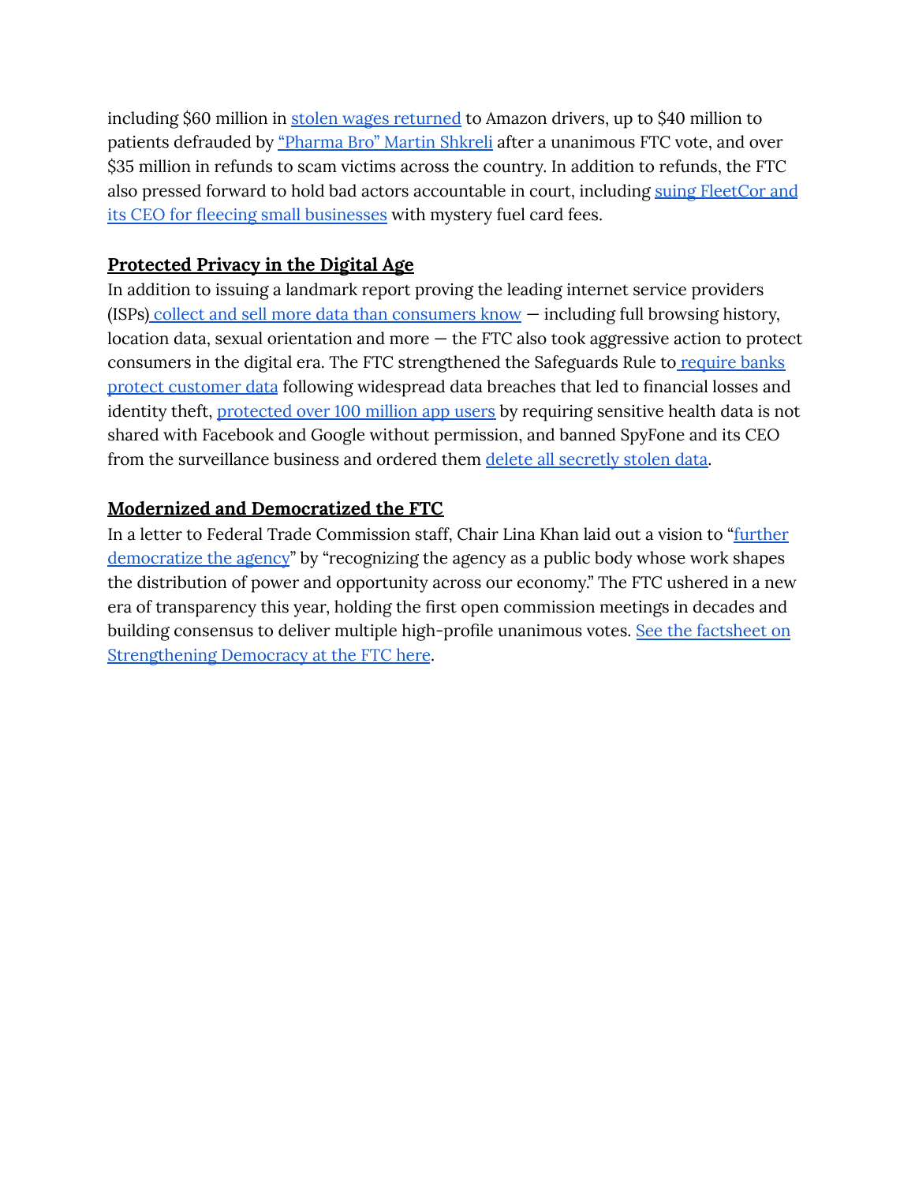including $60 million in stolen wages returned to Amazon drivers, up to $40 million to patients defrauded by "Pharma Bro" Martin Shkreli after a unanimous FTC vote, and over $35 million in refunds to scam victims across the country. In addition to refunds, the FTC also pressed forward to hold bad actors accountable in court, including suing FleetCor and its CEO for fleecing small businesses with mystery fuel card fees.

**Protected Privacy in the Digital Age**

In addition to issuing a landmark report proving the leading internet service providers (ISPs) collect and sell more data than consumers know — including full browsing history, location data, sexual orientation and more — the FTC also took aggressive action to protect consumers in the digital era. The FTC strengthened the Safeguards Rule to require banks protect customer data following widespread data breaches that led to financial losses and identity theft, protected over 100 million app users by requiring sensitive health data is not shared with Facebook and Google without permission, and banned SpyFone and its CEO from the surveillance business and ordered them delete all secretly stolen data.

**Modernized and Democratized the FTC**

In a letter to Federal Trade Commission staff, Chair Lina Khan laid out a vision to "further democratize the agency" by "recognizing the agency as a public body whose work shapes the distribution of power and opportunity across our economy." The FTC ushered in a new era of transparency this year, holding the first open commission meetings in decades and building consensus to deliver multiple high-profile unanimous votes. See the factsheet on Strengthening Democracy at the FTC here.